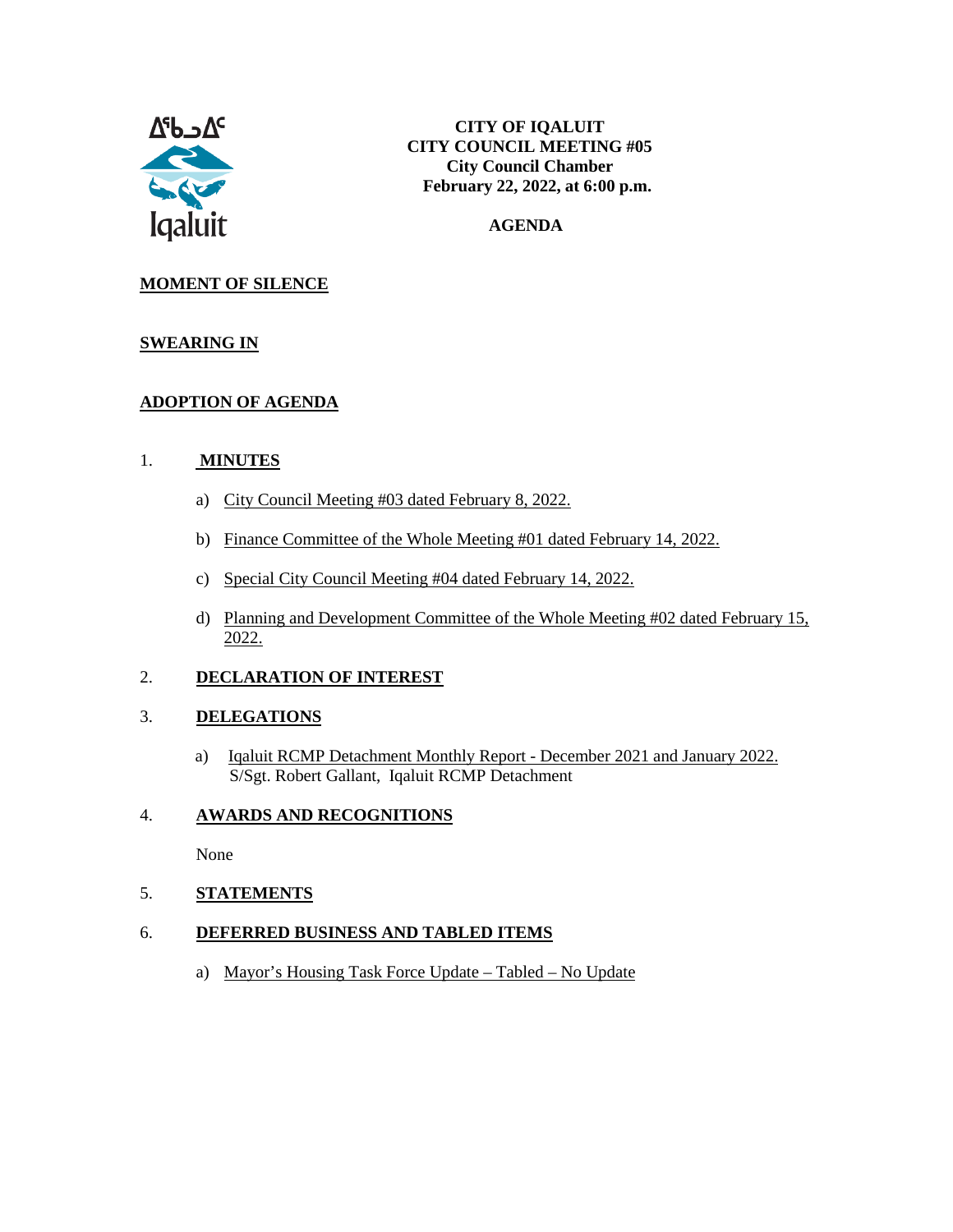ᐃᖃᓗᐃᑦ
Iqaluit

**CITY OF IQALUIT**
**CITY COUNCIL MEETING #05**
**City Council Chamber**
**February 22, 2022, at 6:00 p.m.**

**AGENDA**

## MOMENT OF SILENCE

## SWEARING IN

## ADOPTION OF AGENDA

1. **MINUTES**

   a) City Council Meeting #03 dated February 8, 2022.

   b) Finance Committee of the Whole Meeting #01 dated February 14, 2022.

   c) Special City Council Meeting #04 dated February 14, 2022.

   d) Planning and Development Committee of the Whole Meeting #02 dated February 15, 2022.

2. **DECLARATION OF INTEREST**

3. **DELEGATIONS**

   a) Iqaluit RCMP Detachment Monthly Report - December 2021 and January 2022.
   S/Sgt. Robert Gallant, Iqaluit RCMP Detachment

4. **AWARDS AND RECOGNITIONS**

   None

5. **STATEMENTS**

6. **DEFERRED BUSINESS AND TABLED ITEMS**

   a) Mayor's Housing Task Force Update – Tabled – No Update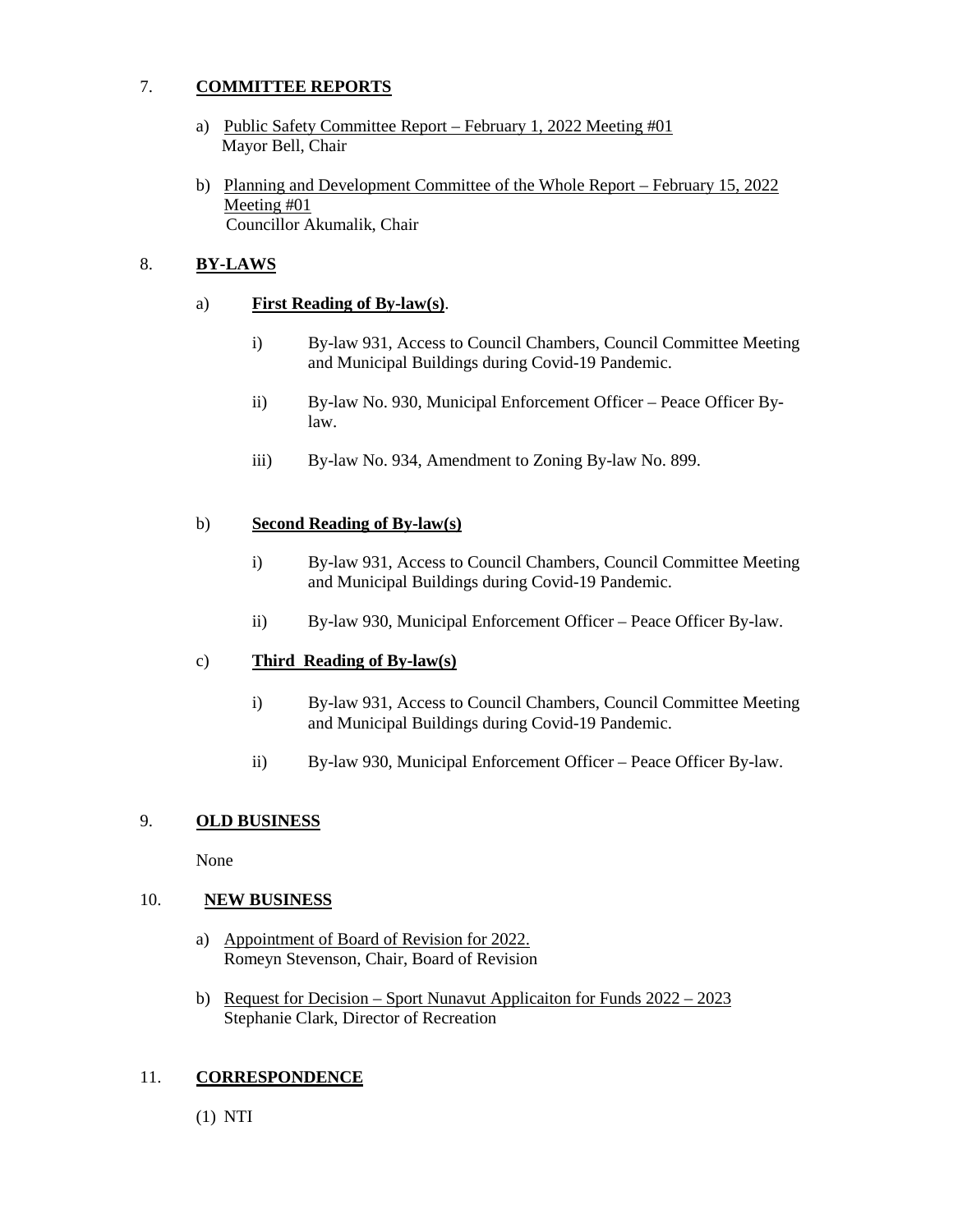7. **COMMITTEE REPORTS**

a) Public Safety Committee Report – February 1, 2022 Meeting #01
   Mayor Bell, Chair

b) Planning and Development Committee of the Whole Report – February 15, 2022 Meeting #01
   Councillor Akumalik, Chair

8. **BY-LAWS**

a) **First Reading of By-law(s)**.

   i) By-law 931, Access to Council Chambers, Council Committee Meeting and Municipal Buildings during Covid-19 Pandemic.

   ii) By-law No. 930, Municipal Enforcement Officer – Peace Officer By-law.

   iii) By-law No. 934, Amendment to Zoning By-law No. 899.

b) **Second Reading of By-law(s)**

   i) By-law 931, Access to Council Chambers, Council Committee Meeting and Municipal Buildings during Covid-19 Pandemic.

   ii) By-law 930, Municipal Enforcement Officer – Peace Officer By-law.

c) **Third Reading of By-law(s)**

   i) By-law 931, Access to Council Chambers, Council Committee Meeting and Municipal Buildings during Covid-19 Pandemic.

   ii) By-law 930, Municipal Enforcement Officer – Peace Officer By-law.

9. **OLD BUSINESS**

None

10. **NEW BUSINESS**

a) Appointment of Board of Revision for 2022.
   Romeyn Stevenson, Chair, Board of Revision

b) Request for Decision – Sport Nunavut Applicaiton for Funds 2022 – 2023
   Stephanie Clark, Director of Recreation

11. **CORRESPONDENCE**

(1) NTI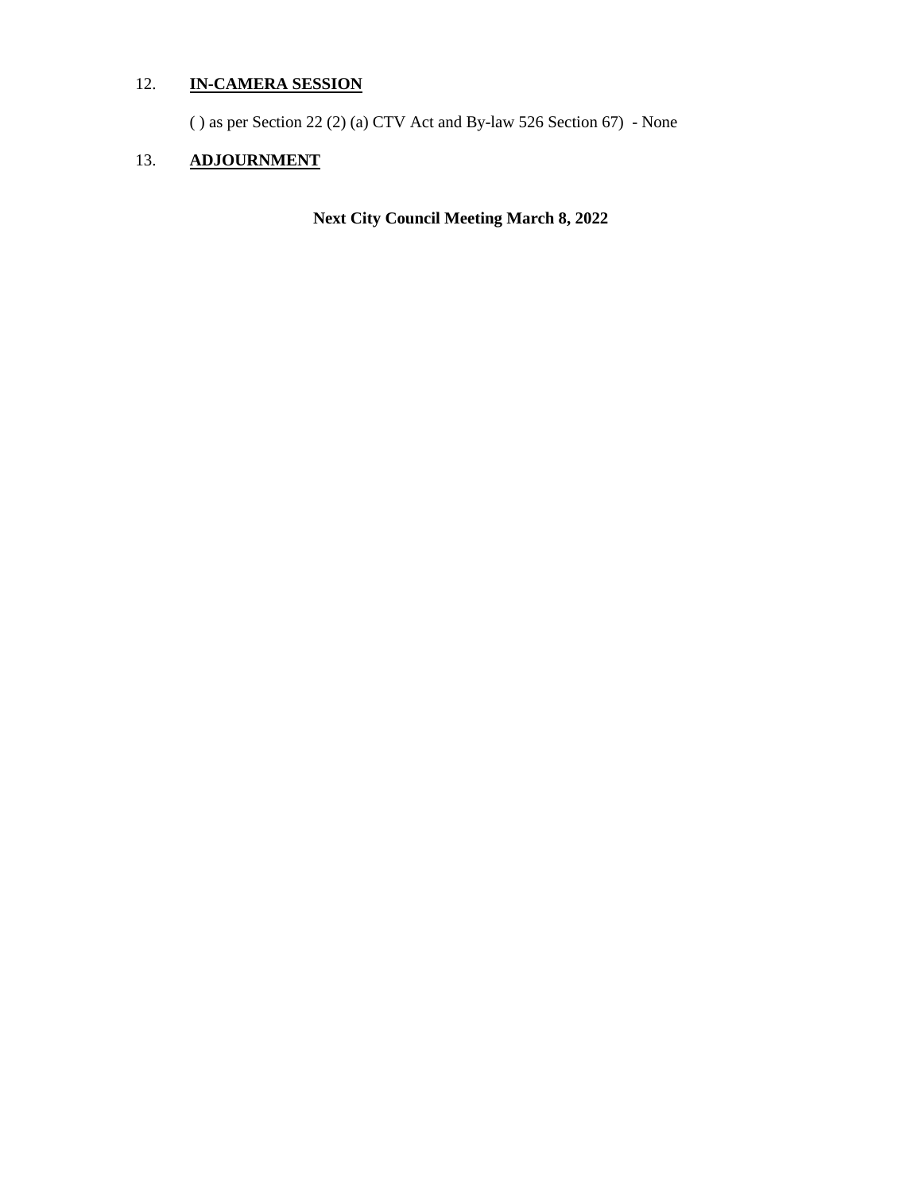12. **IN-CAMERA SESSION**

    ( ) as per Section 22 (2) (a) CTV Act and By-law 526 Section 67) - None

13. **ADJOURNMENT**

**Next City Council Meeting March 8, 2022**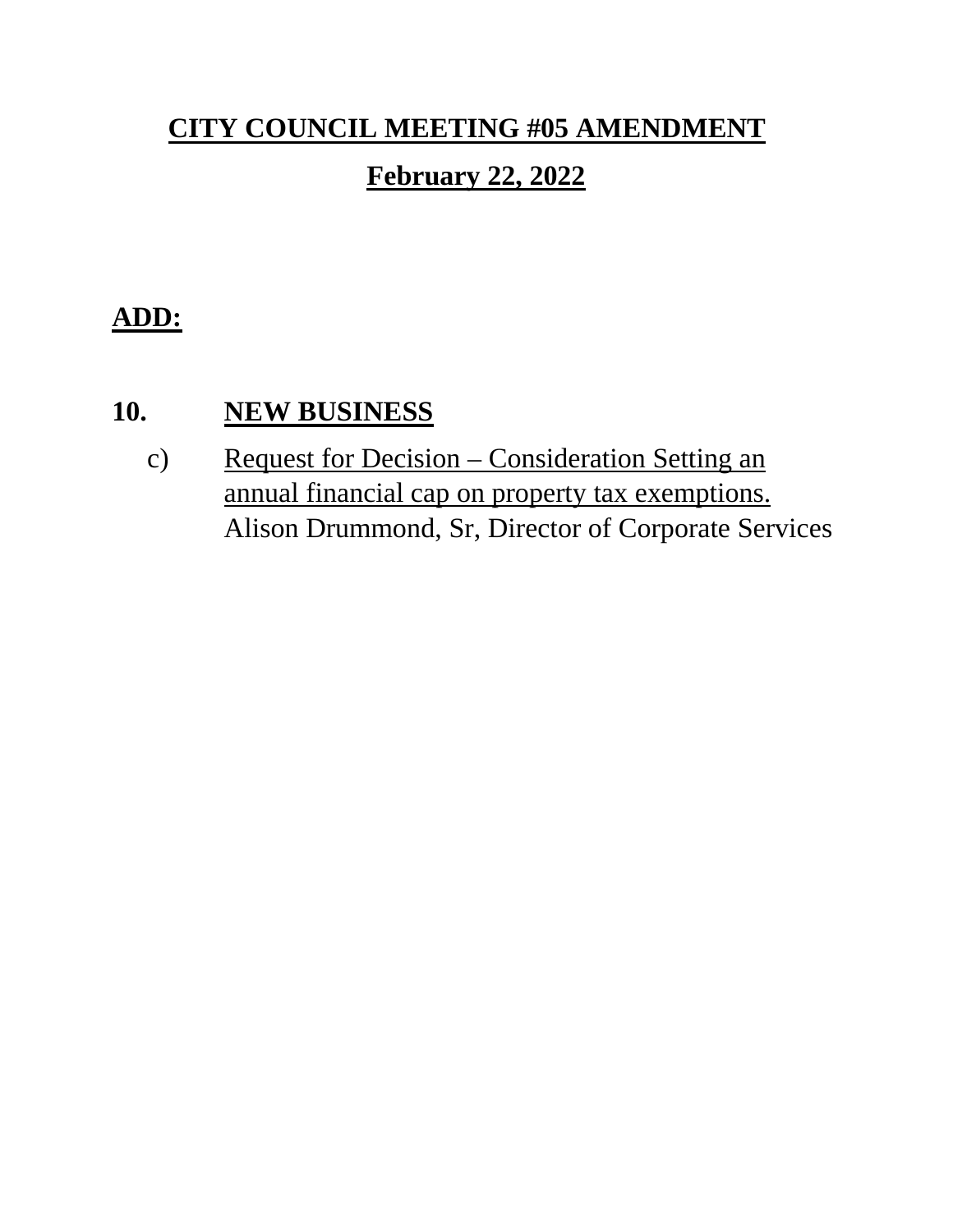# CITY COUNCIL MEETING #05 AMENDMENT

## February 22, 2022

**ADD:**

## 10. NEW BUSINESS

c) Request for Decision – Consideration Setting an annual financial cap on property tax exemptions.
Alison Drummond, Sr, Director of Corporate Services